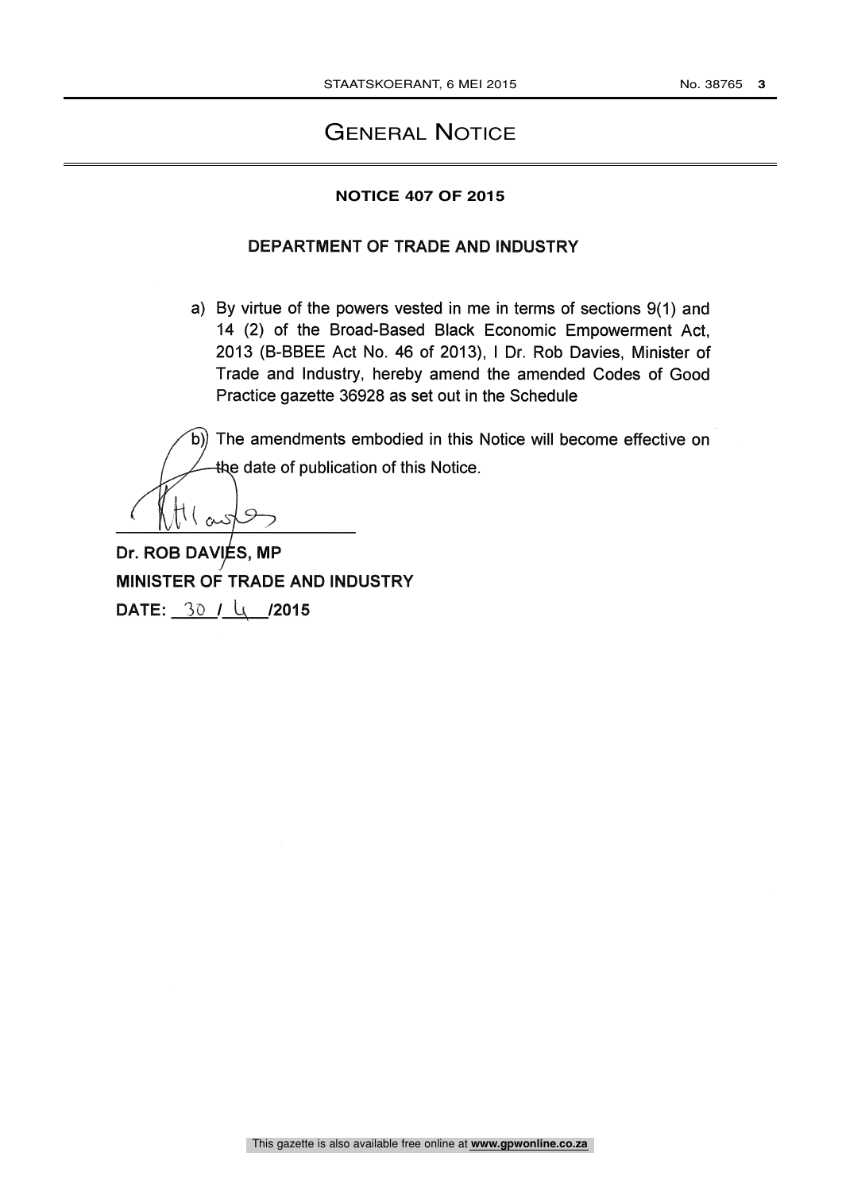# GENERAL NOTICE

**NOTICE 407 OF 2015**

**DEPARTMENT OF TRADE AND INDUSTRY**

a) By virtue of the powers vested in me in terms of sections 9(1) and 14 (2) of the Broad-Based Black Economic Empowerment Act, 2013 (B-BBEE Act No. 46 of 2013), I Dr. Rob Davies, Minister of Trade and Industry, hereby amend the amended Codes of Good Practice gazette 36928 as set out in the Schedule

b) The amendments embodied in this Notice will become effective on the date of publication of this Notice.

**Dr. ROB DAVIES, MP**
**MINISTER OF TRADE AND INDUSTRY**
**DATE: 30 / 4 /2015**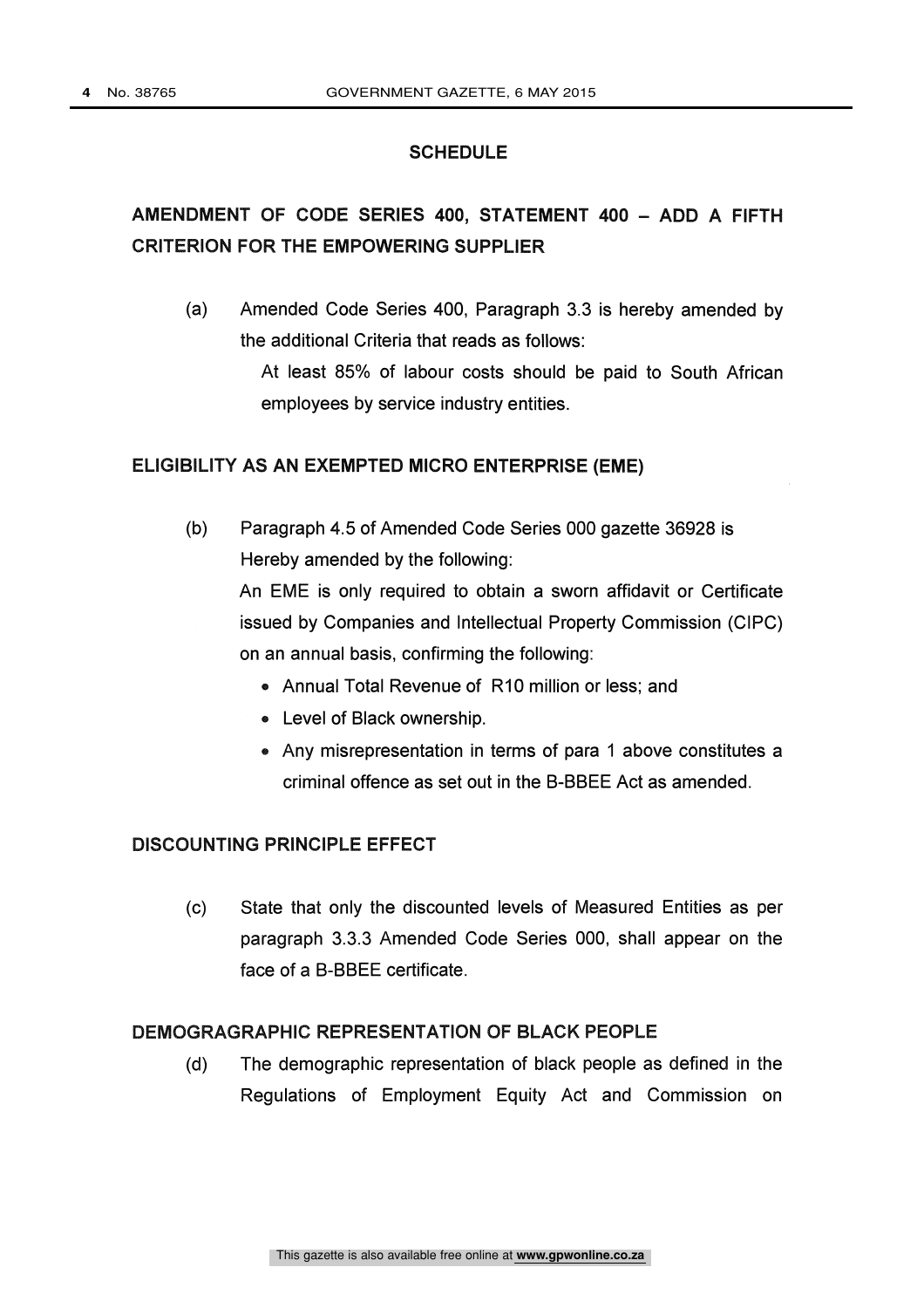## SCHEDULE

## AMENDMENT OF CODE SERIES 400, STATEMENT 400 – ADD A FIFTH CRITERION FOR THE EMPOWERING SUPPLIER

(a) Amended Code Series 400, Paragraph 3.3 is hereby amended by the additional Criteria that reads as follows:

At least 85% of labour costs should be paid to South African employees by service industry entities.

## ELIGIBILITY AS AN EXEMPTED MICRO ENTERPRISE (EME)

(b) Paragraph 4.5 of Amended Code Series 000 gazette 36928 is Hereby amended by the following:

An EME is only required to obtain a sworn affidavit or Certificate issued by Companies and Intellectual Property Commission (CIPC) on an annual basis, confirming the following:

- Annual Total Revenue of R10 million or less; and
- Level of Black ownership.
- Any misrepresentation in terms of para 1 above constitutes a criminal offence as set out in the B-BBEE Act as amended.

## DISCOUNTING PRINCIPLE EFFECT

(c) State that only the discounted levels of Measured Entities as per paragraph 3.3.3 Amended Code Series 000, shall appear on the face of a B-BBEE certificate.

## DEMOGRAGRAPHIC REPRESENTATION OF BLACK PEOPLE

(d) The demographic representation of black people as defined in the Regulations of Employment Equity Act and Commission on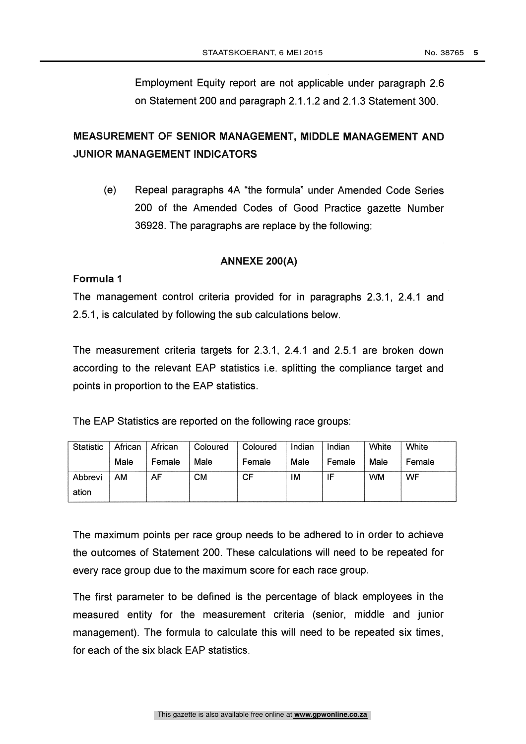Employment Equity report are not applicable under paragraph 2.6 on Statement 200 and paragraph 2.1.1.2 and 2.1.3 Statement 300.

## MEASUREMENT OF SENIOR MANAGEMENT, MIDDLE MANAGEMENT AND JUNIOR MANAGEMENT INDICATORS

(e) Repeal paragraphs 4A "the formula" under Amended Code Series 200 of the Amended Codes of Good Practice gazette Number 36928. The paragraphs are replace by the following:

### ANNEXE 200(A)

**Formula 1**

The management control criteria provided for in paragraphs 2.3.1, 2.4.1 and 2.5.1, is calculated by following the sub calculations below.

The measurement criteria targets for 2.3.1, 2.4.1 and 2.5.1 are broken down according to the relevant EAP statistics i.e. splitting the compliance target and points in proportion to the EAP statistics.

The EAP Statistics are reported on the following race groups:

| Statistic | African Male | African Female | Coloured Male | Coloured Female | Indian Male | Indian Female | White Male | White Female |
|---|---|---|---|---|---|---|---|---|
| Abbreviation | AM | AF | CM | CF | IM | IF | WM | WF |

The maximum points per race group needs to be adhered to in order to achieve the outcomes of Statement 200. These calculations will need to be repeated for every race group due to the maximum score for each race group.

The first parameter to be defined is the percentage of black employees in the measured entity for the measurement criteria (senior, middle and junior management). The formula to calculate this will need to be repeated six times, for each of the six black EAP statistics.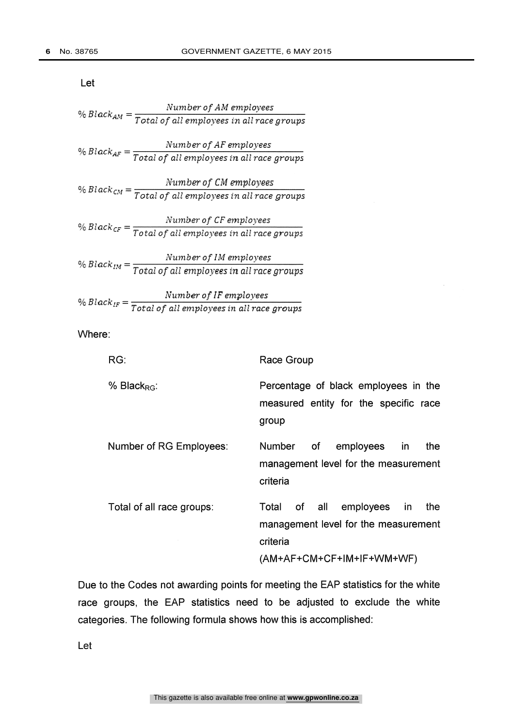Let

$$\% \, Black_{AM} = \frac{Number \; of \; AM \; employees}{Total \; of \; all \; employees \; in \; all \; race \; groups}$$

$$\% \, Black_{AF} = \frac{Number \; of \; AF \; employees}{Total \; of \; all \; employees \; in \; all \; race \; groups}$$

$$\% \, Black_{CM} = \frac{Number \; of \; CM \; employees}{Total \; of \; all \; employees \; in \; all \; race \; groups}$$

$$\% \, Black_{CF} = \frac{Number \; of \; CF \; employees}{Total \; of \; all \; employees \; in \; all \; race \; groups}$$

$$\% \, Black_{IM} = \frac{Number \; of \; IM \; employees}{Total \; of \; all \; employees \; in \; all \; race \; groups}$$

$$\% \, Black_{IF} = \frac{Number \; of \; IF \; employees}{Total \; of \; all \; employees \; in \; all \; race \; groups}$$

Where:

| | |
|---|---|
| RG: | Race Group |
| % $Black_{RG}$: | Percentage of black employees in the measured entity for the specific race group |
| Number of RG Employees: | Number of employees in the management level for the measurement criteria |
| Total of all race groups: | Total of all employees in the management level for the measurement criteria (AM+AF+CM+CF+IM+IF+WM+WF) |

Due to the Codes not awarding points for meeting the EAP statistics for the white race groups, the EAP statistics need to be adjusted to exclude the white categories. The following formula shows how this is accomplished:

Let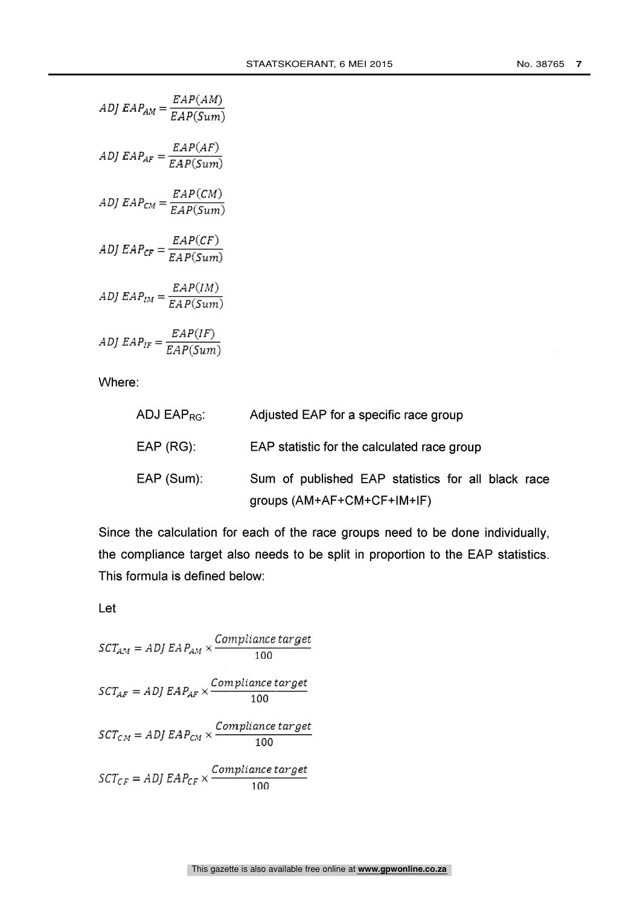$$ADJ\ EAP_{AM} = \frac{EAP(AM)}{EAP(Sum)}$$

$$ADJ\ EAP_{AF} = \frac{EAP(AF)}{EAP(Sum)}$$

$$ADJ\ EAP_{CM} = \frac{EAP(CM)}{EAP(Sum)}$$

$$ADJ\ EAP_{CF} = \frac{EAP(CF)}{EAP(Sum)}$$

$$ADJ\ EAP_{IM} = \frac{EAP(IM)}{EAP(Sum)}$$

$$ADJ\ EAP_{IF} = \frac{EAP(IF)}{EAP(Sum)}$$

Where:

| | |
|---|---|
| ADJ $EAP_{RG}$: | Adjusted EAP for a specific race group |
| EAP (RG): | EAP statistic for the calculated race group |
| EAP (Sum): | Sum of published EAP statistics for all black race groups (AM+AF+CM+CF+IM+IF) |

Since the calculation for each of the race groups need to be done individually, the compliance target also needs to be split in proportion to the EAP statistics. This formula is defined below:

Let

$$SCT_{AM} = ADJ\ EAP_{AM} \times \frac{Compliance\ target}{100}$$

$$SCT_{AF} = ADJ\ EAP_{AF} \times \frac{Compliance\ target}{100}$$

$$SCT_{CM} = ADJ\ EAP_{CM} \times \frac{Compliance\ target}{100}$$

$$SCT_{CF} = ADJ\ EAP_{CF} \times \frac{Compliance\ target}{100}$$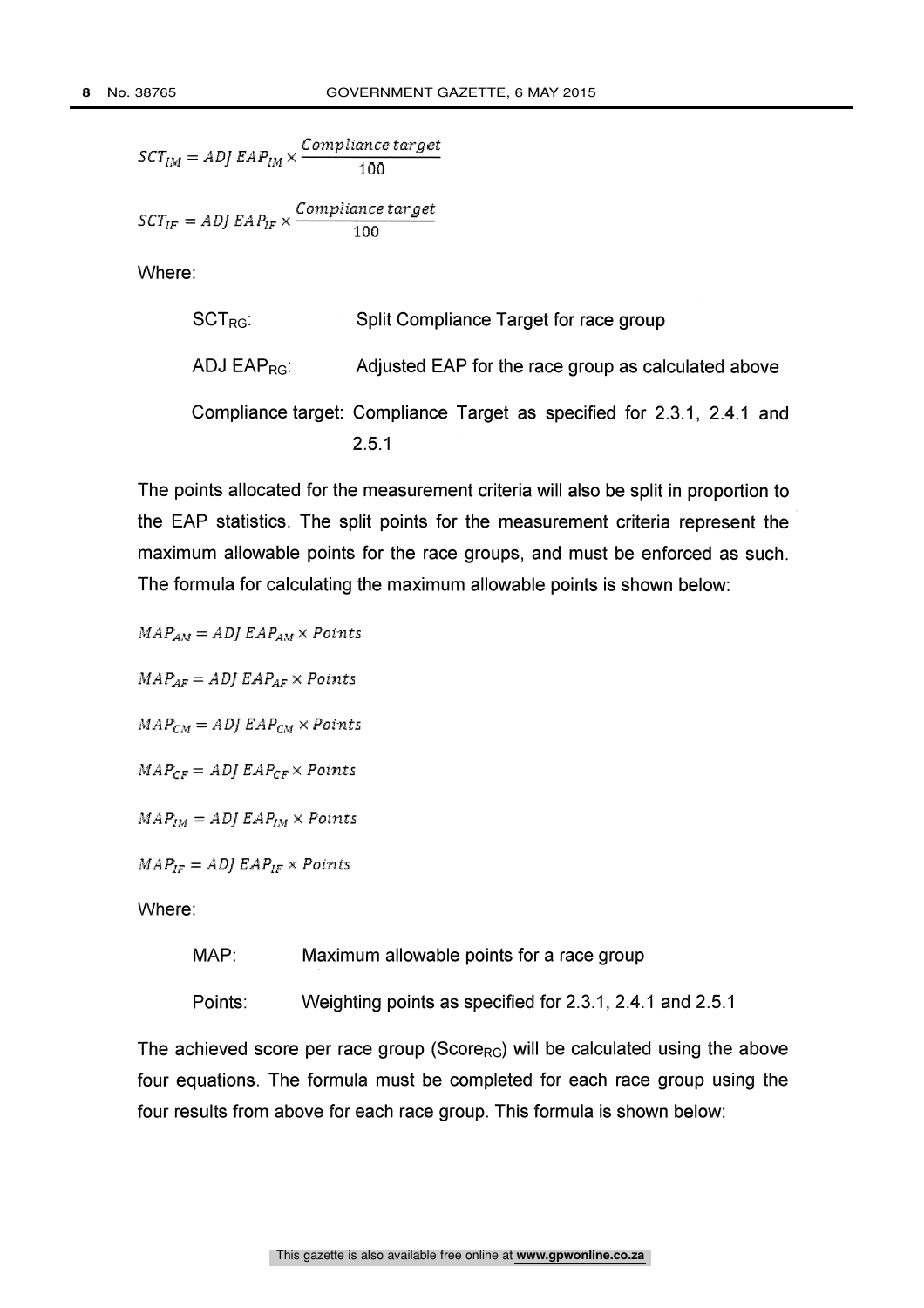$$SCT_{IM} = ADJ\ EAP_{IM} \times \frac{Compliance\ target}{100}$$

$$SCT_{IF} = ADJ\ EAP_{IF} \times \frac{Compliance\ target}{100}$$

Where:

| | |
|---|---|
| $SCT_{RG}$: | Split Compliance Target for race group |
| ADJ $EAP_{RG}$: | Adjusted EAP for the race group as calculated above |
| Compliance target: | Compliance Target as specified for 2.3.1, 2.4.1 and 2.5.1 |

The points allocated for the measurement criteria will also be split in proportion to the EAP statistics. The split points for the measurement criteria represent the maximum allowable points for the race groups, and must be enforced as such. The formula for calculating the maximum allowable points is shown below:

$$MAP_{AM} = ADJ\ EAP_{AM} \times Points$$

$$MAP_{AF} = ADJ\ EAP_{AF} \times Points$$

$$MAP_{CM} = ADJ\ EAP_{CM} \times Points$$

$$MAP_{CF} = ADJ\ EAP_{CF} \times Points$$

$$MAP_{IM} = ADJ\ EAP_{IM} \times Points$$

$$MAP_{IF} = ADJ\ EAP_{IF} \times Points$$

Where:

| | |
|---|---|
| MAP: | Maximum allowable points for a race group |
| Points: | Weighting points as specified for 2.3.1, 2.4.1 and 2.5.1 |

The achieved score per race group ($Score_{RG}$) will be calculated using the above four equations. The formula must be completed for each race group using the four results from above for each race group. This formula is shown below: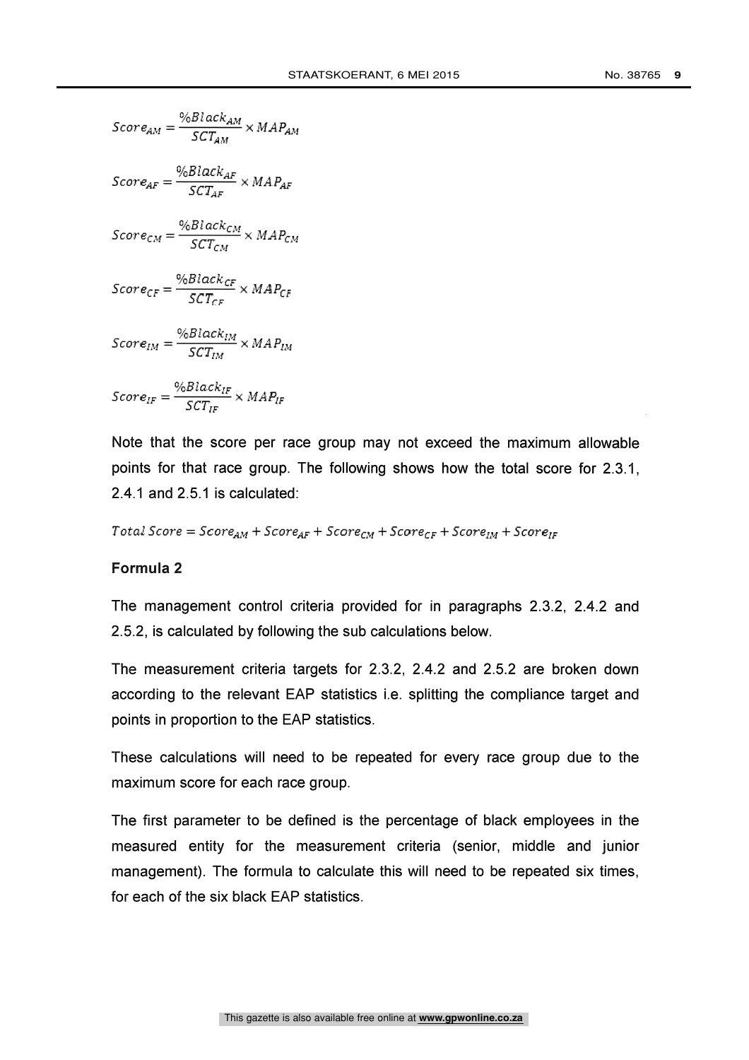$$Score_{AM} = \frac{\%Black_{AM}}{SCT_{AM}} \times MAP_{AM}$$

$$Score_{AF} = \frac{\%Black_{AF}}{SCT_{AF}} \times MAP_{AF}$$

$$Score_{CM} = \frac{\%Black_{CM}}{SCT_{CM}} \times MAP_{CM}$$

$$Score_{CF} = \frac{\%Black_{CF}}{SCT_{CF}} \times MAP_{CF}$$

$$Score_{IM} = \frac{\%Black_{IM}}{SCT_{IM}} \times MAP_{IM}$$

$$Score_{IF} = \frac{\%Black_{IF}}{SCT_{IF}} \times MAP_{IF}$$

Note that the score per race group may not exceed the maximum allowable points for that race group. The following shows how the total score for 2.3.1, 2.4.1 and 2.5.1 is calculated:

$$Total\ Score = Score_{AM} + Score_{AF} + Score_{CM} + Score_{CF} + Score_{IM} + Score_{IF}$$

**Formula 2**

The management control criteria provided for in paragraphs 2.3.2, 2.4.2 and 2.5.2, is calculated by following the sub calculations below.

The measurement criteria targets for 2.3.2, 2.4.2 and 2.5.2 are broken down according to the relevant EAP statistics i.e. splitting the compliance target and points in proportion to the EAP statistics.

These calculations will need to be repeated for every race group due to the maximum score for each race group.

The first parameter to be defined is the percentage of black employees in the measured entity for the measurement criteria (senior, middle and junior management). The formula to calculate this will need to be repeated six times, for each of the six black EAP statistics.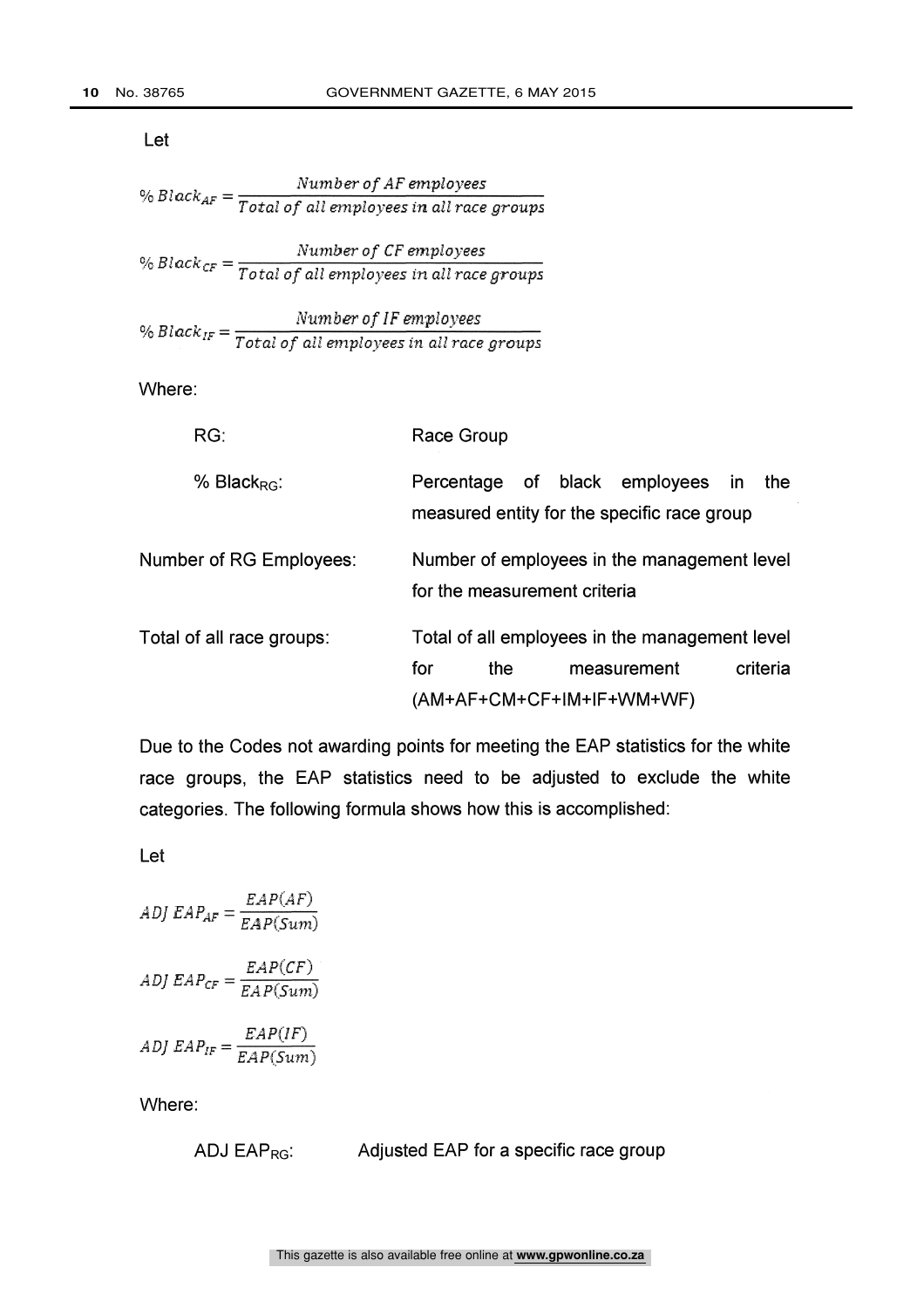Let

$$\% \, Black_{AF} = \frac{Number \; of \; AF \; employees}{Total \; of \; all \; employees \; in \; all \; race \; groups}$$

$$\% \, Black_{CF} = \frac{Number \; of \; CF \; employees}{Total \; of \; all \; employees \; in \; all \; race \; groups}$$

$$\% \, Black_{IF} = \frac{Number \; of \; IF \; employees}{Total \; of \; all \; employees \; in \; all \; race \; groups}$$

Where:

| | |
|---|---|
| RG: | Race Group |
| % $Black_{RG}$: | Percentage of black employees in the measured entity for the specific race group |
| Number of RG Employees: | Number of employees in the management level for the measurement criteria |
| Total of all race groups: | Total of all employees in the management level for the measurement criteria (AM+AF+CM+CF+IM+IF+WM+WF) |

Due to the Codes not awarding points for meeting the EAP statistics for the white race groups, the EAP statistics need to be adjusted to exclude the white categories. The following formula shows how this is accomplished:

Let

$$ADJ \; EAP_{AF} = \frac{EAP(AF)}{EAP(Sum)}$$

$$ADJ \; EAP_{CF} = \frac{EAP(CF)}{EAP(Sum)}$$

$$ADJ \; EAP_{IF} = \frac{EAP(IF)}{EAP(Sum)}$$

Where:

| | |
|---|---|
| ADJ $EAP_{RG}$: | Adjusted EAP for a specific race group |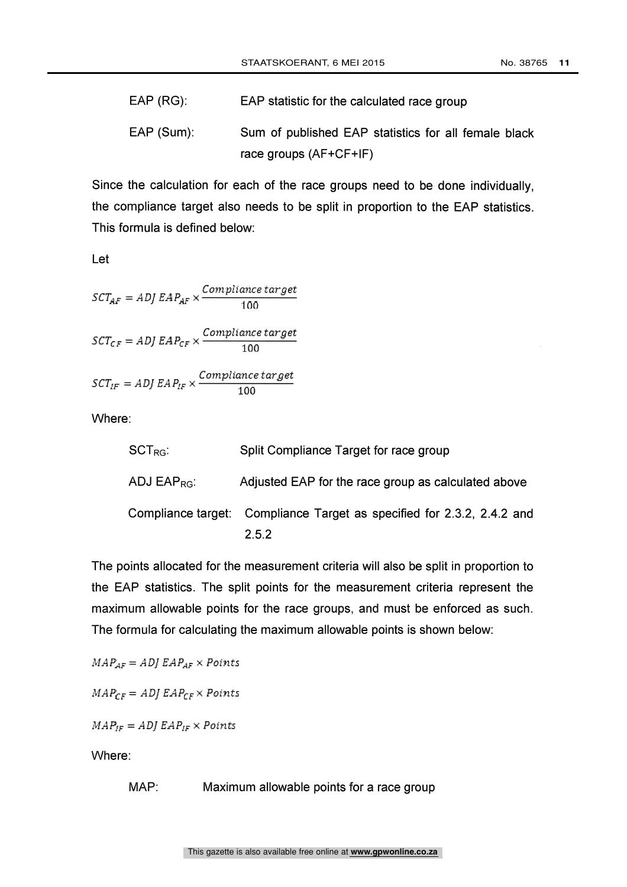EAP (RG): EAP statistic for the calculated race group

EAP (Sum): Sum of published EAP statistics for all female black race groups (AF+CF+IF)

Since the calculation for each of the race groups need to be done individually, the compliance target also needs to be split in proportion to the EAP statistics. This formula is defined below:

Let

$$SCT_{AF} = ADJ\ EAP_{AF} \times \frac{Compliance\ target}{100}$$

$$SCT_{CF} = ADJ\ EAP_{CF} \times \frac{Compliance\ target}{100}$$

$$SCT_{IF} = ADJ\ EAP_{IF} \times \frac{Compliance\ target}{100}$$

Where:

$SCT_{RG}$: Split Compliance Target for race group

ADJ $EAP_{RG}$: Adjusted EAP for the race group as calculated above

Compliance target: Compliance Target as specified for 2.3.2, 2.4.2 and 2.5.2

The points allocated for the measurement criteria will also be split in proportion to the EAP statistics. The split points for the measurement criteria represent the maximum allowable points for the race groups, and must be enforced as such. The formula for calculating the maximum allowable points is shown below:

$$MAP_{AF} = ADJ\ EAP_{AF} \times Points$$

$$MAP_{CF} = ADJ\ EAP_{CF} \times Points$$

$$MAP_{IF} = ADJ\ EAP_{IF} \times Points$$

Where:

MAP: Maximum allowable points for a race group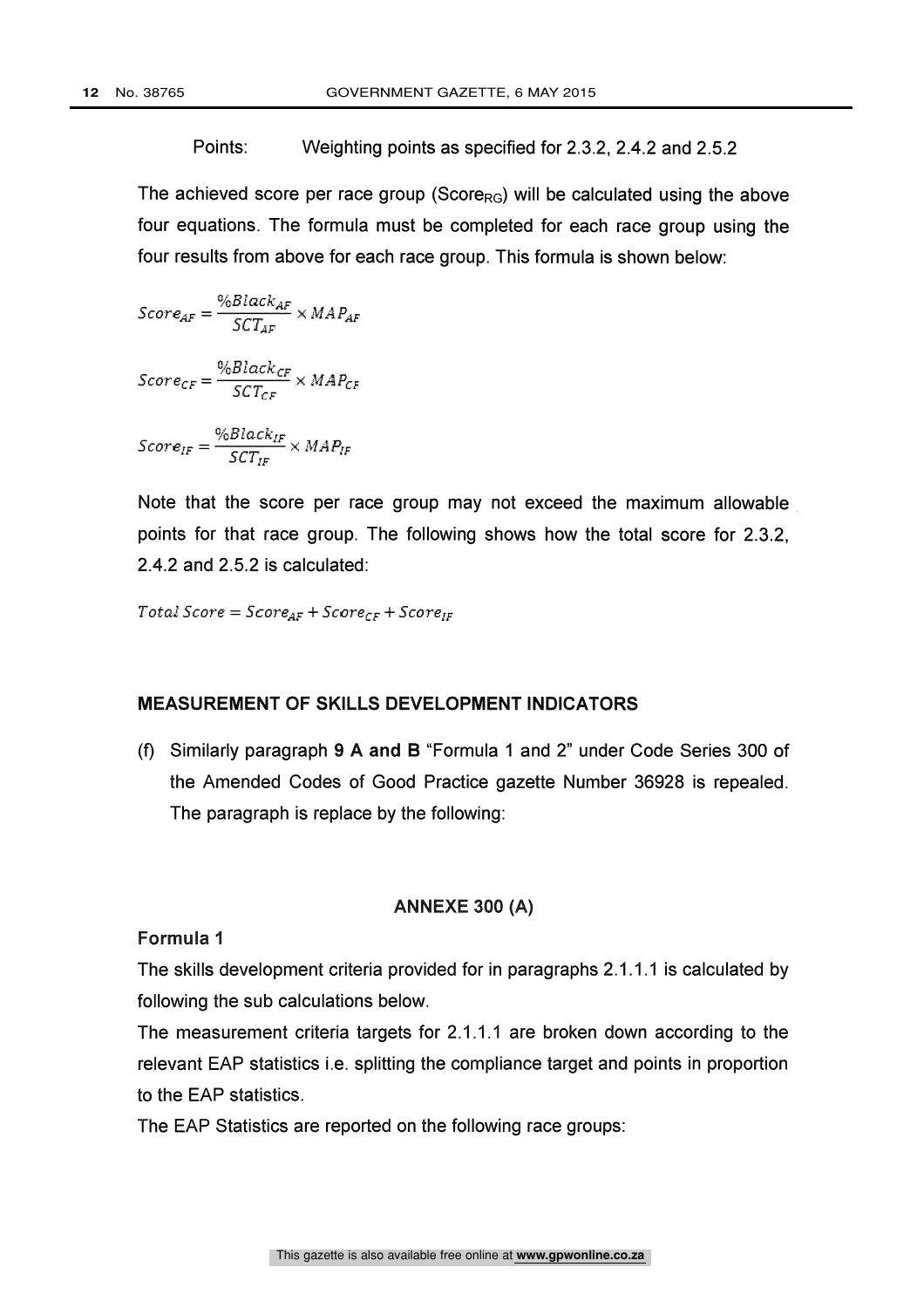Points: Weighting points as specified for 2.3.2, 2.4.2 and 2.5.2

The achieved score per race group ($Score_{RG}$) will be calculated using the above four equations. The formula must be completed for each race group using the four results from above for each race group. This formula is shown below:

$$Score_{AF} = \frac{\%Black_{AF}}{SCT_{AF}} \times MAP_{AF}$$

$$Score_{CF} = \frac{\%Black_{CF}}{SCT_{CF}} \times MAP_{CF}$$

$$Score_{IF} = \frac{\%Black_{IF}}{SCT_{IF}} \times MAP_{IF}$$

Note that the score per race group may not exceed the maximum allowable points for that race group. The following shows how the total score for 2.3.2, 2.4.2 and 2.5.2 is calculated:

$$Total\ Score = Score_{AF} + Score_{CF} + Score_{IF}$$

**MEASUREMENT OF SKILLS DEVELOPMENT INDICATORS**

(f) Similarly paragraph **9 A and B** "Formula 1 and 2" under Code Series 300 of the Amended Codes of Good Practice gazette Number 36928 is repealed. The paragraph is replace by the following:

**ANNEXE 300 (A)**

**Formula 1**

The skills development criteria provided for in paragraphs 2.1.1.1 is calculated by following the sub calculations below.

The measurement criteria targets for 2.1.1.1 are broken down according to the relevant EAP statistics i.e. splitting the compliance target and points in proportion to the EAP statistics.

The EAP Statistics are reported on the following race groups: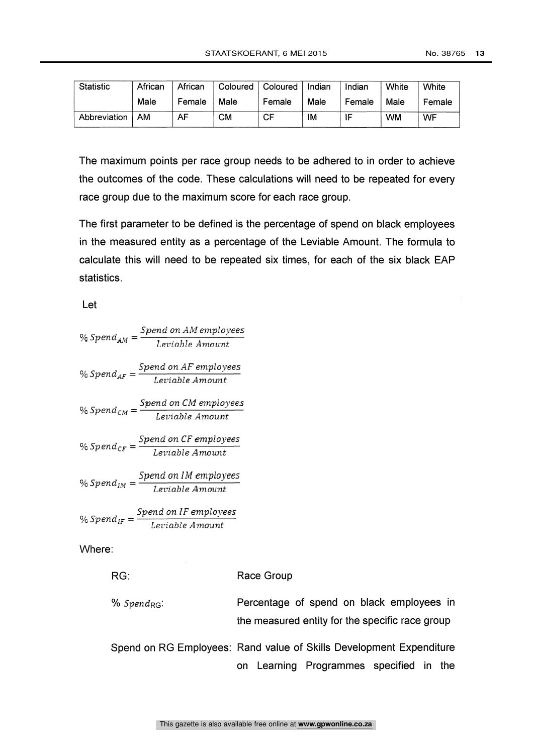| Statistic | African Male | African Female | Coloured Male | Coloured Female | Indian Male | Indian Female | White Male | White Female |
|---|---|---|---|---|---|---|---|---|
| Abbreviation | AM | AF | CM | CF | IM | IF | WM | WF |

The maximum points per race group needs to be adhered to in order to achieve the outcomes of the code. These calculations will need to be repeated for every race group due to the maximum score for each race group.

The first parameter to be defined is the percentage of spend on black employees in the measured entity as a percentage of the Leviable Amount. The formula to calculate this will need to be repeated six times, for each of the six black EAP statistics.

Let

$$\% \, Spend_{AM} = \frac{Spend \ on \ AM \ employees}{Leviable \ Amount}$$

$$\% \, Spend_{AF} = \frac{Spend \ on \ AF \ employees}{Leviable \ Amount}$$

$$\% \, Spend_{CM} = \frac{Spend \ on \ CM \ employees}{Leviable \ Amount}$$

$$\% \, Spend_{CF} = \frac{Spend \ on \ CF \ employees}{Leviable \ Amount}$$

$$\% \, Spend_{IM} = \frac{Spend \ on \ IM \ employees}{Leviable \ Amount}$$

$$\% \, Spend_{IF} = \frac{Spend \ on \ IF \ employees}{Leviable \ Amount}$$

Where:

RG: Race Group

$\% \, Spend_{RG}$: Percentage of spend on black employees in the measured entity for the specific race group

Spend on RG Employees: Rand value of Skills Development Expenditure on Learning Programmes specified in the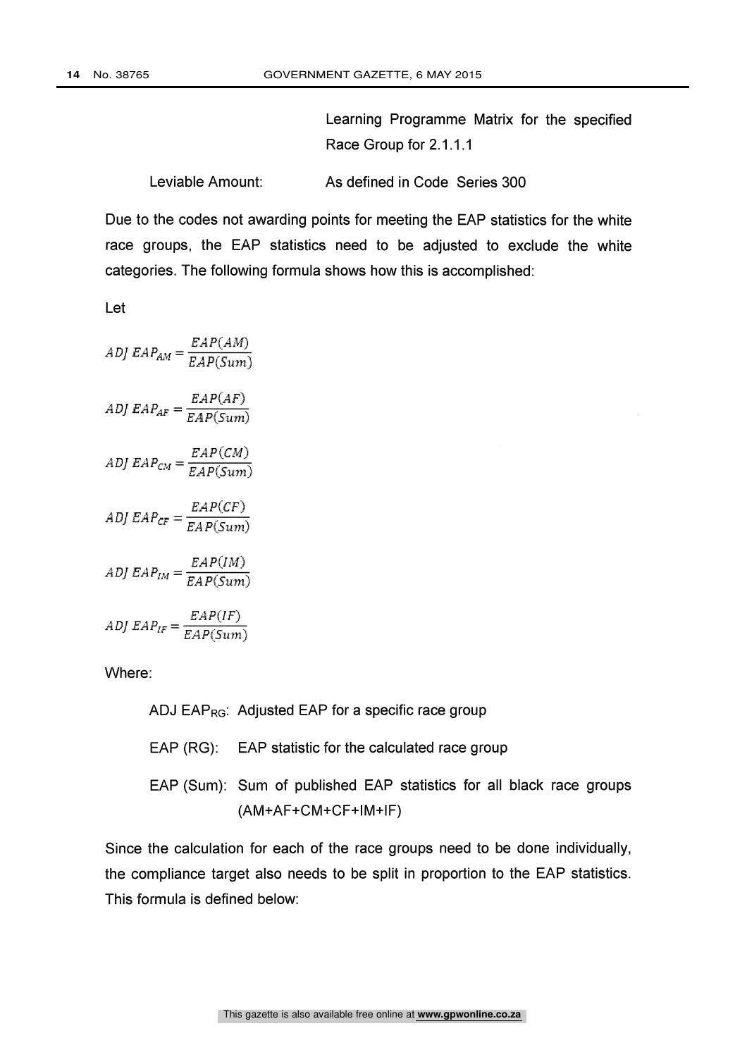| | |
|---|---|
| | Learning Programme Matrix for the specified Race Group for 2.1.1.1 |
| Leviable Amount: | As defined in Code Series 300 |

Due to the codes not awarding points for meeting the EAP statistics for the white race groups, the EAP statistics need to be adjusted to exclude the white categories. The following formula shows how this is accomplished:

Let

$$ADJ\ EAP_{AM} = \frac{EAP(AM)}{EAP(Sum)}$$

$$ADJ\ EAP_{AF} = \frac{EAP(AF)}{EAP(Sum)}$$

$$ADJ\ EAP_{CM} = \frac{EAP(CM)}{EAP(Sum)}$$

$$ADJ\ EAP_{CF} = \frac{EAP(CF)}{EAP(Sum)}$$

$$ADJ\ EAP_{IM} = \frac{EAP(IM)}{EAP(Sum)}$$

$$ADJ\ EAP_{IF} = \frac{EAP(IF)}{EAP(Sum)}$$

Where:

- $ADJ\ EAP_{RG}$: Adjusted EAP for a specific race group
- EAP (RG): EAP statistic for the calculated race group
- EAP (Sum): Sum of published EAP statistics for all black race groups (AM+AF+CM+CF+IM+IF)

Since the calculation for each of the race groups need to be done individually, the compliance target also needs to be split in proportion to the EAP statistics. This formula is defined below: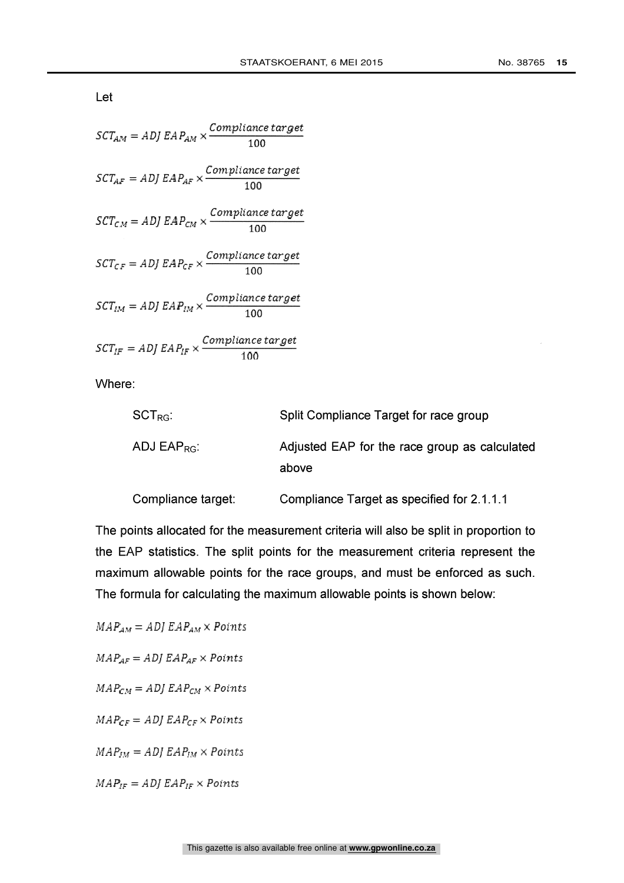Let

$$SCT_{AM} = ADJ\ EAP_{AM} \times \frac{Compliance\ target}{100}$$

$$SCT_{AF} = ADJ\ EAP_{AF} \times \frac{Compliance\ target}{100}$$

$$SCT_{CM} = ADJ\ EAP_{CM} \times \frac{Compliance\ target}{100}$$

$$SCT_{CF} = ADJ\ EAP_{CF} \times \frac{Compliance\ target}{100}$$

$$SCT_{IM} = ADJ\ EAP_{IM} \times \frac{Compliance\ target}{100}$$

$$SCT_{IF} = ADJ\ EAP_{IF} \times \frac{Compliance\ target}{100}$$

Where:

| | |
|---|---|
| $SCT_{RG}$: | Split Compliance Target for race group |
| $ADJ\ EAP_{RG}$: | Adjusted EAP for the race group as calculated above |
| Compliance target: | Compliance Target as specified for 2.1.1.1 |

The points allocated for the measurement criteria will also be split in proportion to the EAP statistics. The split points for the measurement criteria represent the maximum allowable points for the race groups, and must be enforced as such. The formula for calculating the maximum allowable points is shown below:

$$MAP_{AM} = ADJ\ EAP_{AM} \times Points$$

$$MAP_{AF} = ADJ\ EAP_{AF} \times Points$$

$$MAP_{CM} = ADJ\ EAP_{CM} \times Points$$

$$MAP_{CF} = ADJ\ EAP_{CF} \times Points$$

$$MAP_{IM} = ADJ\ EAP_{IM} \times Points$$

$$MAP_{IF} = ADJ\ EAP_{IF} \times Points$$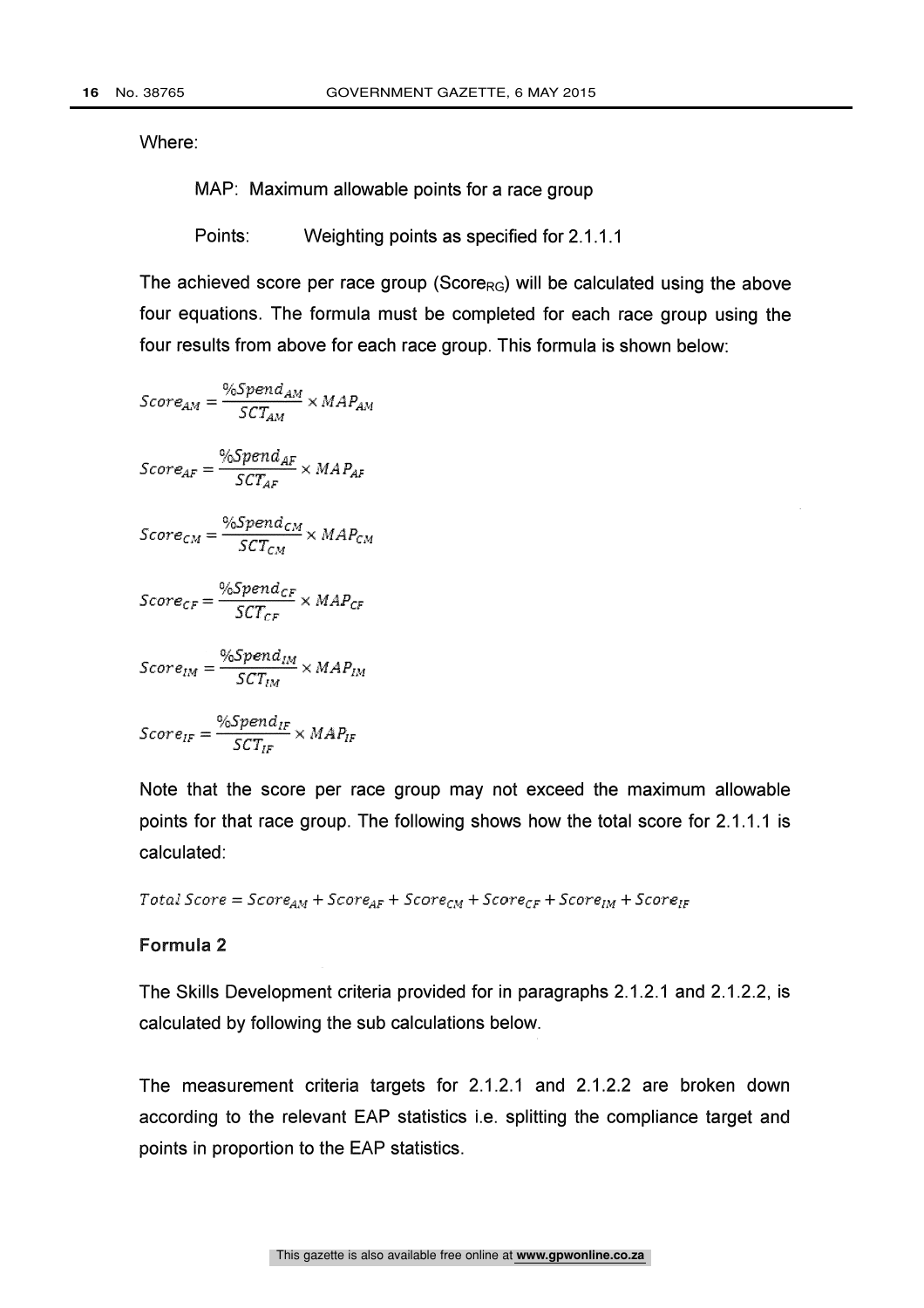Where:

MAP: Maximum allowable points for a race group

Points: Weighting points as specified for 2.1.1.1

The achieved score per race group ($Score_{RG}$) will be calculated using the above four equations. The formula must be completed for each race group using the four results from above for each race group. This formula is shown below:

$$Score_{AM} = \frac{\%Spend_{AM}}{SCT_{AM}} \times MAP_{AM}$$

$$Score_{AF} = \frac{\%Spend_{AF}}{SCT_{AF}} \times MAP_{AF}$$

$$Score_{CM} = \frac{\%Spend_{CM}}{SCT_{CM}} \times MAP_{CM}$$

$$Score_{CF} = \frac{\%Spend_{CF}}{SCT_{CF}} \times MAP_{CF}$$

$$Score_{IM} = \frac{\%Spend_{IM}}{SCT_{IM}} \times MAP_{IM}$$

$$Score_{IF} = \frac{\%Spend_{IF}}{SCT_{IF}} \times MAP_{IF}$$

Note that the score per race group may not exceed the maximum allowable points for that race group. The following shows how the total score for 2.1.1.1 is calculated:

$$Total\ Score = Score_{AM} + Score_{AF} + Score_{CM} + Score_{CF} + Score_{IM} + Score_{IF}$$

**Formula 2**

The Skills Development criteria provided for in paragraphs 2.1.2.1 and 2.1.2.2, is calculated by following the sub calculations below.

The measurement criteria targets for 2.1.2.1 and 2.1.2.2 are broken down according to the relevant EAP statistics i.e. splitting the compliance target and points in proportion to the EAP statistics.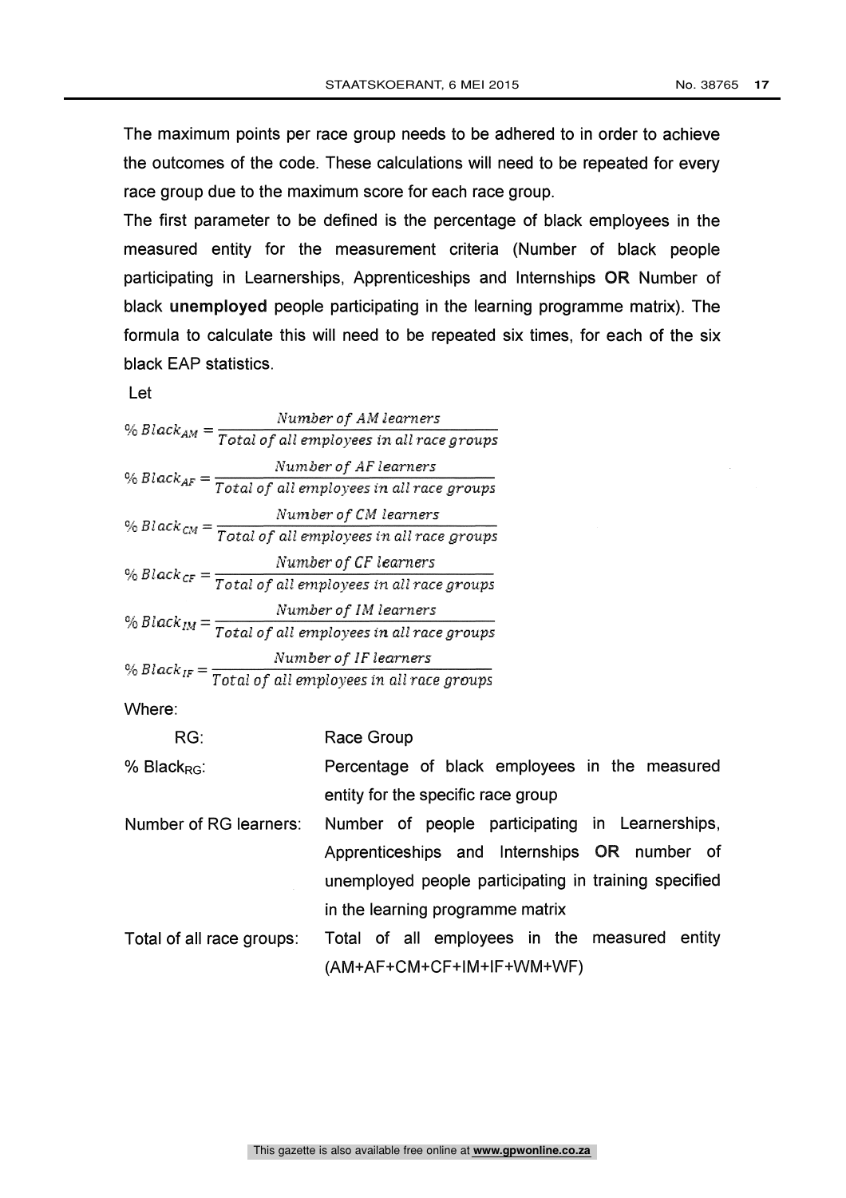The maximum points per race group needs to be adhered to in order to achieve the outcomes of the code. These calculations will need to be repeated for every race group due to the maximum score for each race group.

The first parameter to be defined is the percentage of black employees in the measured entity for the measurement criteria (Number of black people participating in Learnerships, Apprenticeships and Internships **OR** Number of black **unemployed** people participating in the learning programme matrix). The formula to calculate this will need to be repeated six times, for each of the six black EAP statistics.

Let

$$\% \, Black_{AM} = \frac{Number \, of \, AM \, learners}{Total \, of \, all \, employees \, in \, all \, race \, groups}$$

$$\% \, Black_{AF} = \frac{Number \, of \, AF \, learners}{Total \, of \, all \, employees \, in \, all \, race \, groups}$$

$$\% \, Black_{CM} = \frac{Number \, of \, CM \, learners}{Total \, of \, all \, employees \, in \, all \, race \, groups}$$

$$\% \, Black_{CF} = \frac{Number \, of \, CF \, learners}{Total \, of \, all \, employees \, in \, all \, race \, groups}$$

$$\% \, Black_{IM} = \frac{Number \, of \, IM \, learners}{Total \, of \, all \, employees \, in \, all \, race \, groups}$$

$$\% \, Black_{IF} = \frac{Number \, of \, IF \, learners}{Total \, of \, all \, employees \, in \, all \, race \, groups}$$

Where:

| | |
|---|---|
| RG: | Race Group |
| % $Black_{RG}$: | Percentage of black employees in the measured entity for the specific race group |
| Number of RG learners: | Number of people participating in Learnerships, Apprenticeships and Internships **OR** number of unemployed people participating in training specified in the learning programme matrix |
| Total of all race groups: | Total of all employees in the measured entity (AM+AF+CM+CF+IM+IF+WM+WF) |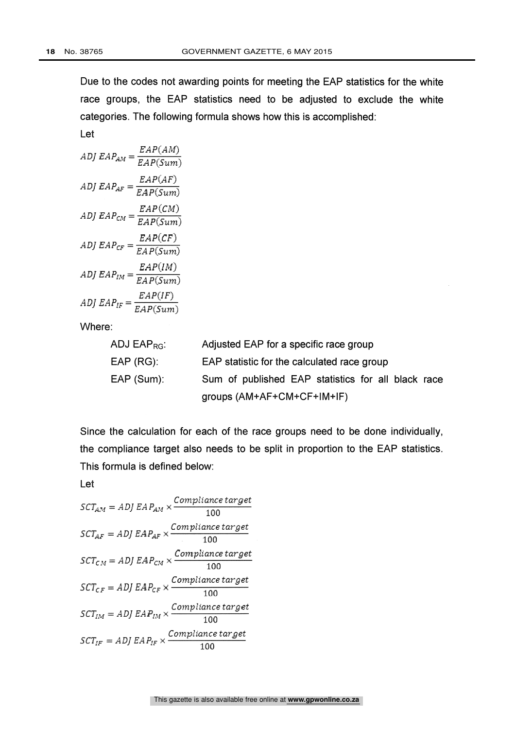Due to the codes not awarding points for meeting the EAP statistics for the white race groups, the EAP statistics need to be adjusted to exclude the white categories. The following formula shows how this is accomplished:

Let

$$ADJ\ EAP_{AM} = \frac{EAP(AM)}{EAP(Sum)}$$

$$ADJ\ EAP_{AF} = \frac{EAP(AF)}{EAP(Sum)}$$

$$ADJ\ EAP_{CM} = \frac{EAP(CM)}{EAP(Sum)}$$

$$ADJ\ EAP_{CF} = \frac{EAP(CF)}{EAP(Sum)}$$

$$ADJ\ EAP_{IM} = \frac{EAP(IM)}{EAP(Sum)}$$

$$ADJ\ EAP_{IF} = \frac{EAP(IF)}{EAP(Sum)}$$

Where:

| | |
|---|---|
| ADJ $EAP_{RG}$: | Adjusted EAP for a specific race group |
| EAP (RG): | EAP statistic for the calculated race group |
| EAP (Sum): | Sum of published EAP statistics for all black race groups (AM+AF+CM+CF+IM+IF) |

Since the calculation for each of the race groups need to be done individually, the compliance target also needs to be split in proportion to the EAP statistics. This formula is defined below:

Let

$$SCT_{AM} = ADJ\ EAP_{AM} \times \frac{Compliance\ target}{100}$$

$$SCT_{AF} = ADJ\ EAP_{AF} \times \frac{Compliance\ target}{100}$$

$$SCT_{CM} = ADJ\ EAP_{CM} \times \frac{Compliance\ target}{100}$$

$$SCT_{CF} = ADJ\ EAP_{CF} \times \frac{Compliance\ target}{100}$$

$$SCT_{IM} = ADJ\ EAP_{IM} \times \frac{Compliance\ target}{100}$$

$$SCT_{IF} = ADJ\ EAP_{IF} \times \frac{Compliance\ target}{100}$$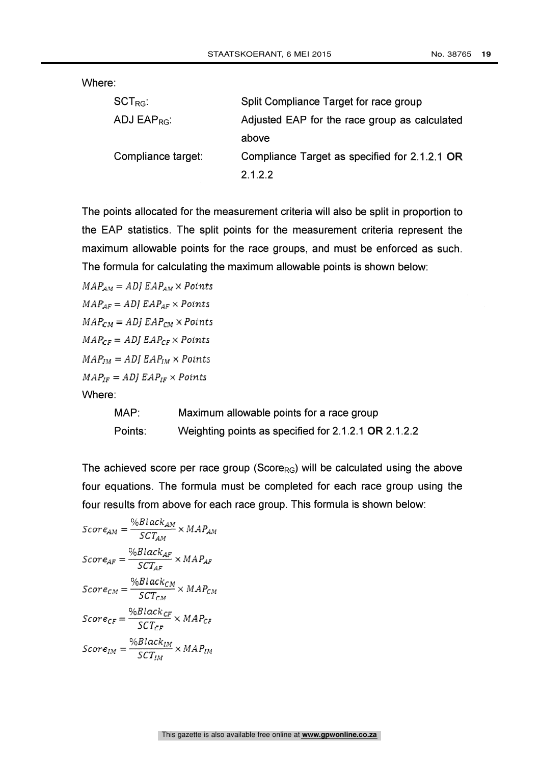Where:

| | |
|---|---|
| $SCT_{RG}$: | Split Compliance Target for race group |
| $ADJ\ EAP_{RG}$: | Adjusted EAP for the race group as calculated above |
| Compliance target: | Compliance Target as specified for 2.1.2.1 **OR** 2.1.2.2 |

The points allocated for the measurement criteria will also be split in proportion to the EAP statistics. The split points for the measurement criteria represent the maximum allowable points for the race groups, and must be enforced as such. The formula for calculating the maximum allowable points is shown below:

$$MAP_{AM} = ADJ\ EAP_{AM} \times Points$$

$$MAP_{AF} = ADJ\ EAP_{AF} \times Points$$

$$MAP_{CM} = ADJ\ EAP_{CM} \times Points$$

$$MAP_{CF} = ADJ\ EAP_{CF} \times Points$$

$$MAP_{IM} = ADJ\ EAP_{IM} \times Points$$

$$MAP_{IF} = ADJ\ EAP_{IF} \times Points$$

Where:

| | |
|---|---|
| MAP: | Maximum allowable points for a race group |
| Points: | Weighting points as specified for 2.1.2.1 **OR** 2.1.2.2 |

The achieved score per race group ($Score_{RG}$) will be calculated using the above four equations. The formula must be completed for each race group using the four results from above for each race group. This formula is shown below:

$$Score_{AM} = \frac{\%Black_{AM}}{SCT_{AM}} \times MAP_{AM}$$

$$Score_{AF} = \frac{\%Black_{AF}}{SCT_{AF}} \times MAP_{AF}$$

$$Score_{CM} = \frac{\%Black_{CM}}{SCT_{CM}} \times MAP_{CM}$$

$$Score_{CF} = \frac{\%Black_{CF}}{SCT_{CF}} \times MAP_{CF}$$

$$Score_{IM} = \frac{\%Black_{IM}}{SCT_{IM}} \times MAP_{IM}$$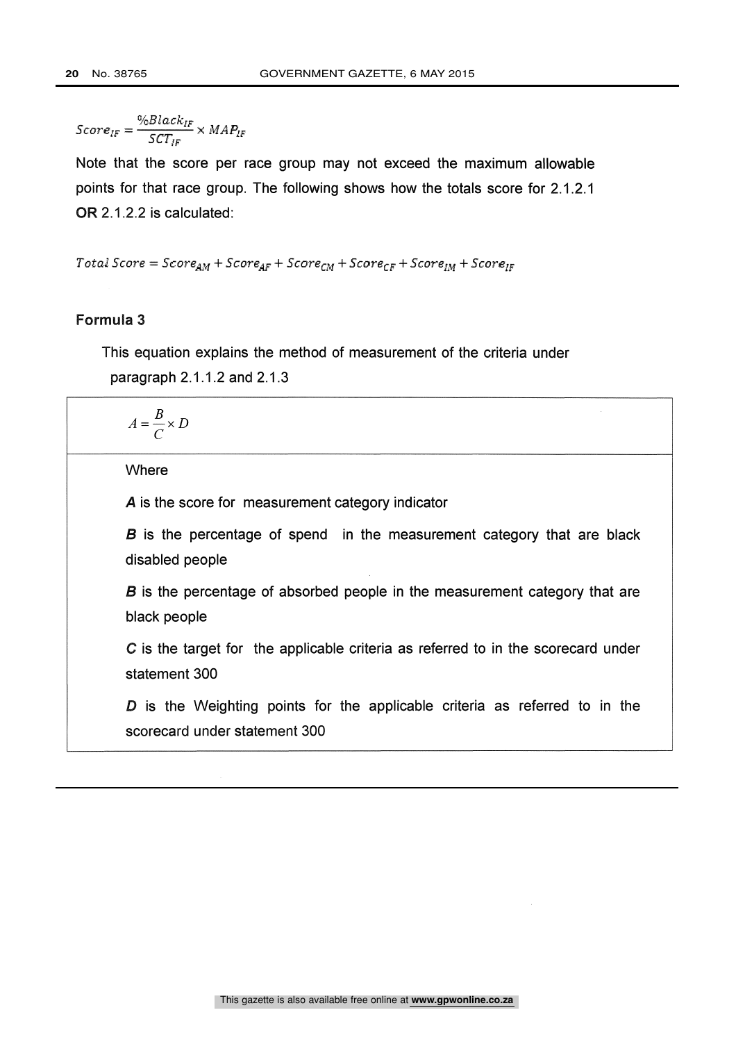$$Score_{IF} = \frac{\%Black_{IF}}{SCT_{IF}} \times MAP_{IF}$$

Note that the score per race group may not exceed the maximum allowable points for that race group. The following shows how the totals score for 2.1.2.1 **OR** 2.1.2.2 is calculated:

$$Total\ Score = Score_{AM} + Score_{AF} + Score_{CM} + Score_{CF} + Score_{IM} + Score_{IF}$$

### Formula 3

This equation explains the method of measurement of the criteria under paragraph 2.1.1.2 and 2.1.3

$$A = \frac{B}{C} \times D$$

Where

***A*** is the score for measurement category indicator

***B*** is the percentage of spend in the measurement category that are black disabled people

***B*** is the percentage of absorbed people in the measurement category that are black people

***C*** is the target for the applicable criteria as referred to in the scorecard under statement 300

***D*** is the Weighting points for the applicable criteria as referred to in the scorecard under statement 300